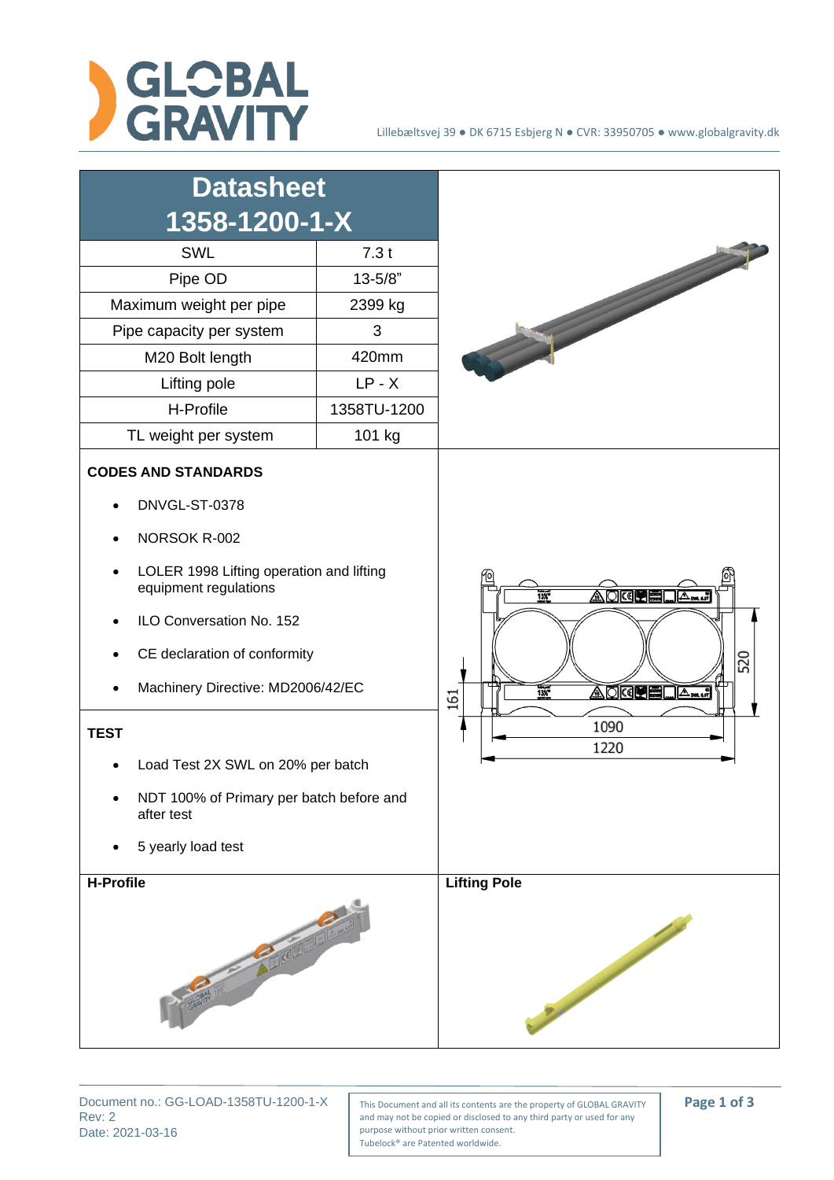# Datasheet 1358-1200-1-X

| | |
|---|---|
| SWL | 7.3 t |
| Pipe OD | 13-5/8" |
| Maximum weight per pipe | 2399 kg |
| Pipe capacity per system | 3 |
| M20 Bolt length | 420mm |
| Lifting pole | LP - X |
| H-Profile | 1358TU-1200 |
| TL weight per system | 101 kg |

**CODES AND STANDARDS**

- DNVGL-ST-0378
- NORSOK R-002
- LOLER 1998 Lifting operation and lifting equipment regulations
- ILO Conversation No. 152
- CE declaration of conformity
- Machinery Directive: MD2006/42/EC

**TEST**

- Load Test 2X SWL on 20% per batch
- NDT 100% of Primary per batch before and after test
- 5 yearly load test

**H-Profile**

**Lifting Pole**

Document no.: GG-LOAD-1358TU-1200-1-X
Rev: 2
Date: 2021-03-16

This Document and all its contents are the property of GLOBAL GRAVITY and may not be copied or disclosed to any third party or used for any purpose without prior written consent.
Tubelock® are Patented worldwide.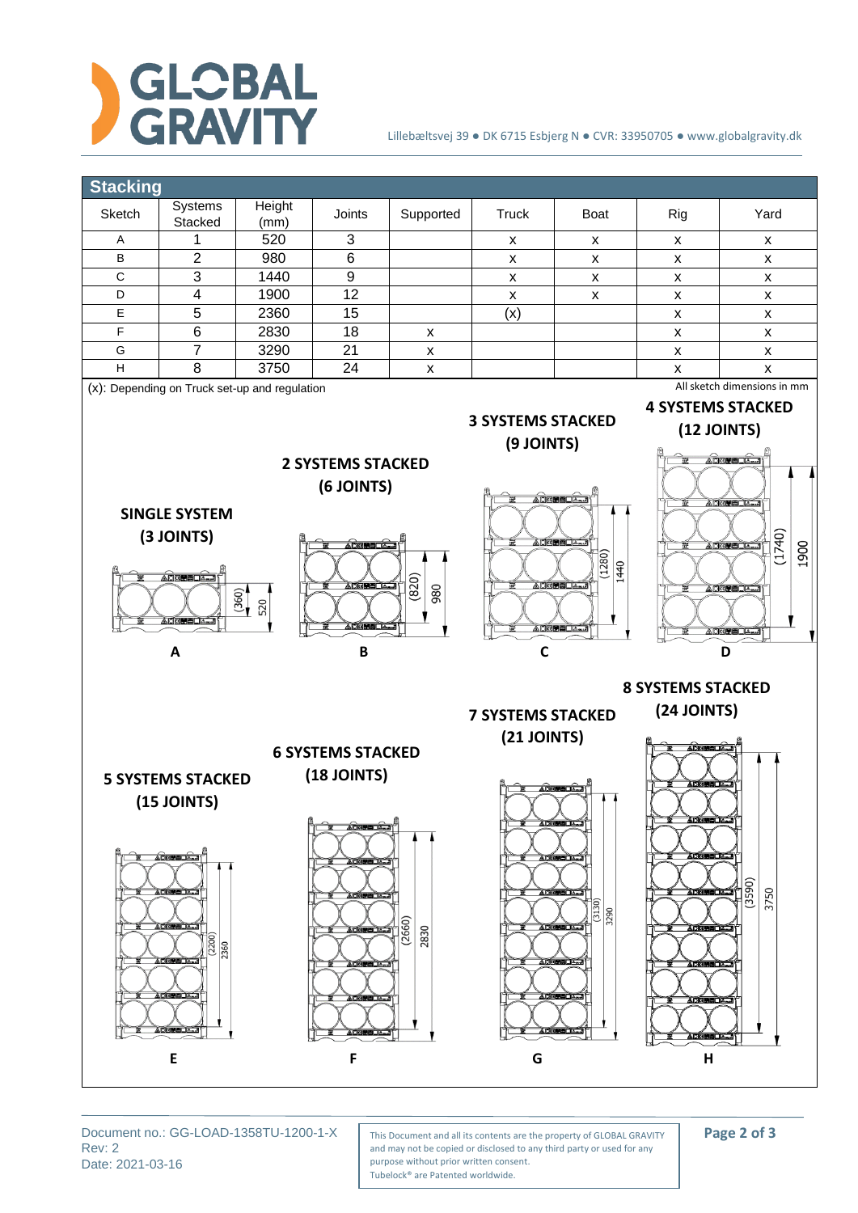## Stacking

| Sketch | Systems Stacked | Height (mm) | Joints | Supported | Truck | Boat | Rig | Yard |
|---|---|---|---|---|---|---|---|---|
| A | 1 | 520 | 3 | | x | x | x | x |
| B | 2 | 980 | 6 | | x | x | x | x |
| C | 3 | 1440 | 9 | | x | x | x | x |
| D | 4 | 1900 | 12 | | x | x | x | x |
| E | 5 | 2360 | 15 | | (x) | | x | x |
| F | 6 | 2830 | 18 | x | | | x | x |
| G | 7 | 3290 | 21 | x | | | x | x |
| H | 8 | 3750 | 24 | x | | | x | x |

(x): Depending on Truck set-up and regulation

All sketch dimensions in mm

**SINGLE SYSTEM (3 JOINTS)**

(360) 520

**A**

**2 SYSTEMS STACKED (6 JOINTS)**

(820) 980

**B**

**3 SYSTEMS STACKED (9 JOINTS)**

(1280) 1440

**C**

**4 SYSTEMS STACKED (12 JOINTS)**

(1740) 1900

**D**

**5 SYSTEMS STACKED (15 JOINTS)**

(2200) 2360

**E**

**6 SYSTEMS STACKED (18 JOINTS)**

(2660) 2830

**F**

**7 SYSTEMS STACKED (21 JOINTS)**

(3130) 3290

**G**

**8 SYSTEMS STACKED (24 JOINTS)**

(3590) 3750

**H**

Document no.: GG-LOAD-1358TU-1200-1-X
Rev: 2
Date: 2021-03-16

This Document and all its contents are the property of GLOBAL GRAVITY and may not be copied or disclosed to any third party or used for any purpose without prior written consent.
Tubelock® are Patented worldwide.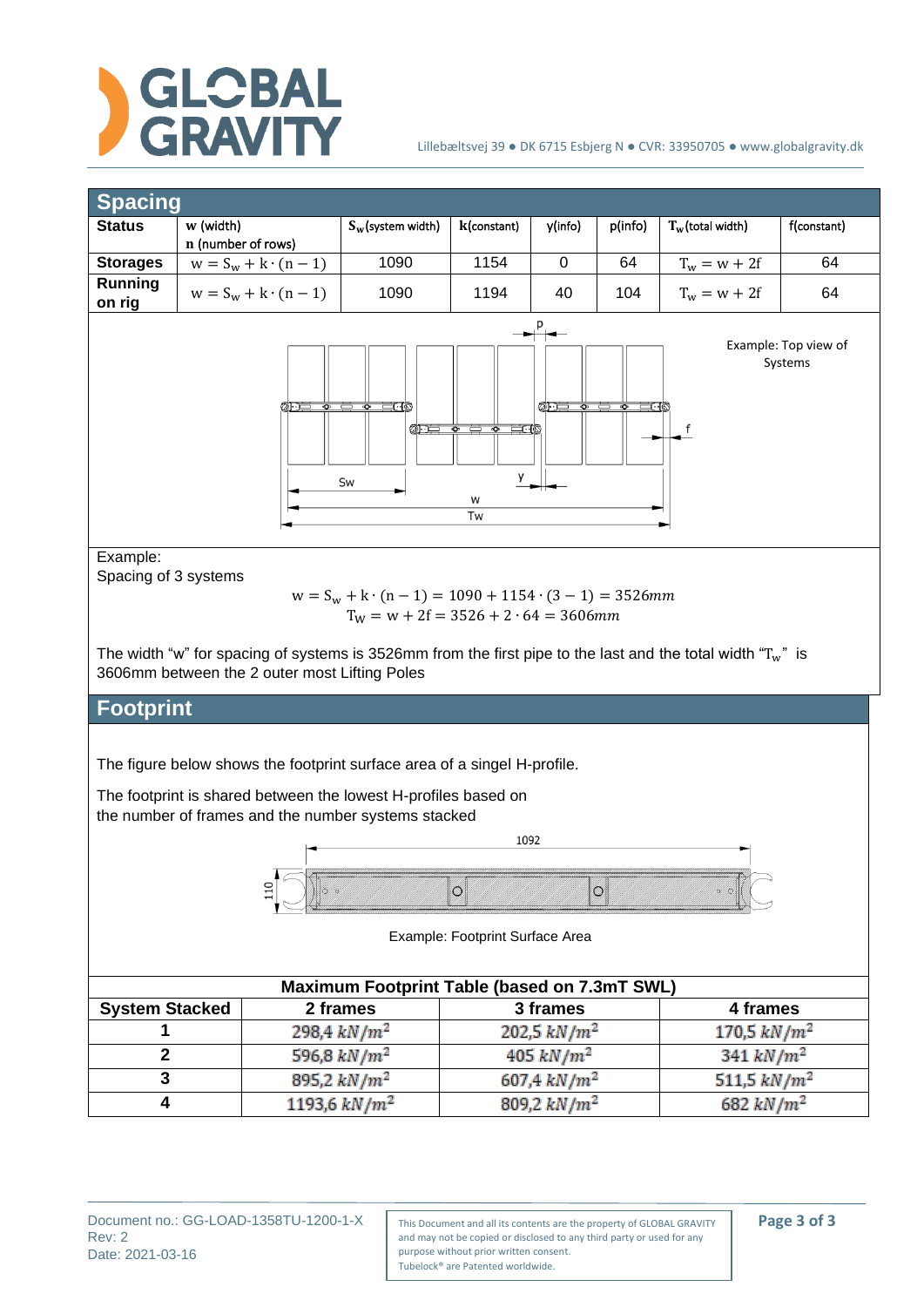## Spacing

| Status | w (width) n (number of rows) | $S_w$(system width) | k(constant) | y(info) | p(info) | $T_w$(total width) | f(constant) |
|---|---|---|---|---|---|---|---|
| **Storages** | $w = S_w + k \cdot (n-1)$ | 1090 | 1154 | 0 | 64 | $T_w = w + 2f$ | 64 |
| **Running on rig** | $w = S_w + k \cdot (n-1)$ | 1090 | 1194 | 40 | 104 | $T_w = w + 2f$ | 64 |

p

Example: Top view of Systems

f

Sw

y

w

Tw

Example:
Spacing of 3 systems

$$w = S_w + k \cdot (n-1) = 1090 + 1154 \cdot (3-1) = 3526mm$$
$$T_W = w + 2f = 3526 + 2 \cdot 64 = 3606mm$$

The width "w" for spacing of systems is 3526mm from the first pipe to the last and the total width "$T_w$" is 3606mm between the 2 outer most Lifting Poles

## Footprint

The figure below shows the footprint surface area of a singel H-profile.

The footprint is shared between the lowest H-profiles based on the number of frames and the number systems stacked

1092

110

Example: Footprint Surface Area

| Maximum Footprint Table (based on 7.3mT SWL) | | | |
|---|---|---|---|
| **System Stacked** | **2 frames** | **3 frames** | **4 frames** |
| **1** | 298,4 $kN/m^2$ | 202,5 $kN/m^2$ | 170,5 $kN/m^2$ |
| **2** | 596,8 $kN/m^2$ | 405 $kN/m^2$ | 341 $kN/m^2$ |
| **3** | 895,2 $kN/m^2$ | 607,4 $kN/m^2$ | 511,5 $kN/m^2$ |
| **4** | 1193,6 $kN/m^2$ | 809,2 $kN/m^2$ | 682 $kN/m^2$ |